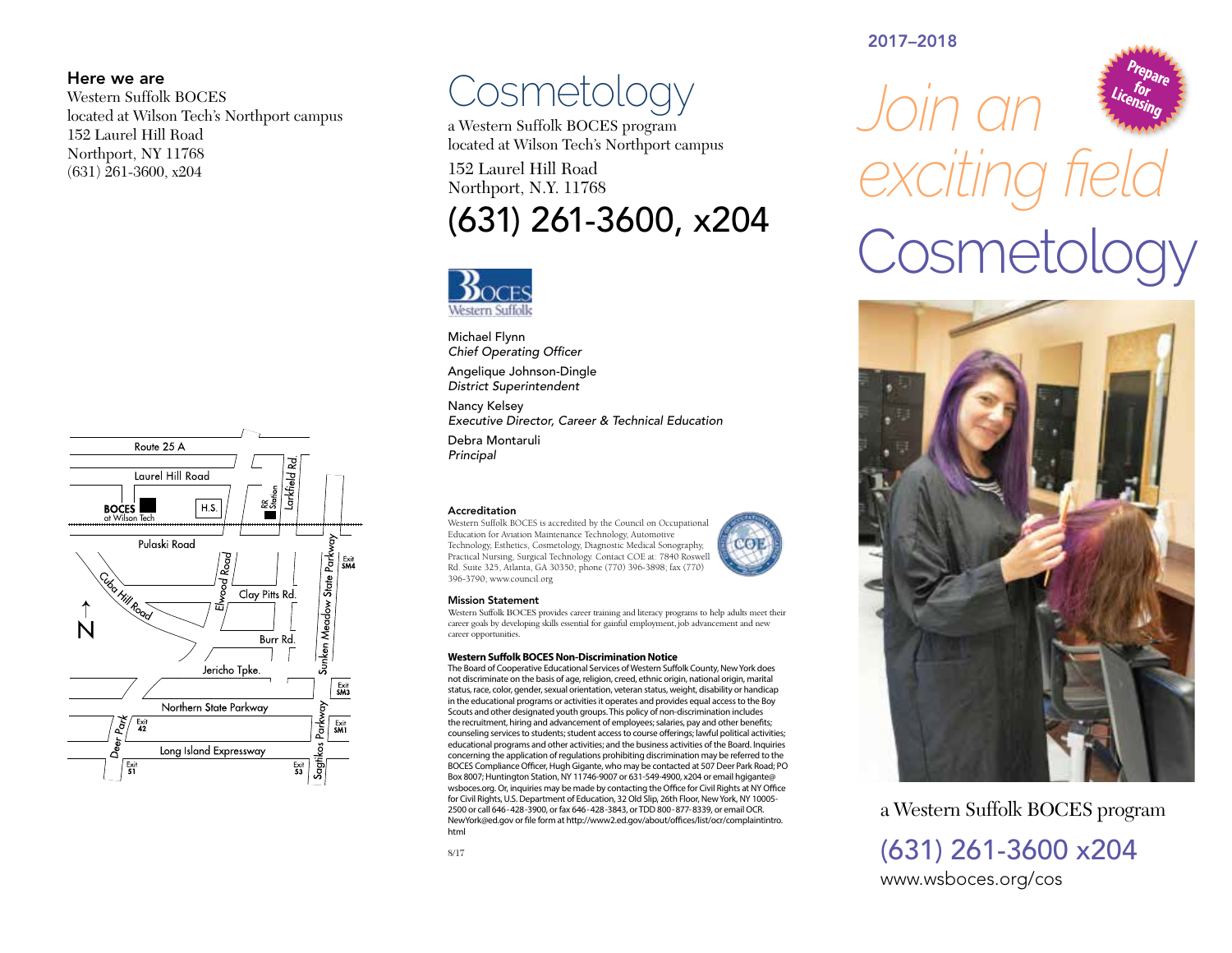## Here we are

Western Suffolk BOCES
located at Wilson Tech's Northport campus
152 Laurel Hill Road
Northport, NY 11768
(631) 261-3600, x204

Route 25 A
Laurel Hill Road
BOCES at Wilson Tech
H.S.
RR Station
Larkfield Rd.
Pulaski Road
Cuba Hill Road
Elwood Road
Clay Pitts Rd.
Burr Rd.
Sunken Meadow State Parkway
Exit SM4
Jericho Tpke.
Exit SM3
Northern State Parkway
Deer Park
Exit 42
Exit SM1
Sagtikos Parkway
Long Island Expressway
Exit 51
Exit 53
N

# Cosmetology

a Western Suffolk BOCES program
located at Wilson Tech's Northport campus

152 Laurel Hill Road
Northport, N.Y. 11768

## (631) 261-3600, x204

BOCES Western Suffolk

Michael Flynn
*Chief Operating Officer*

Angelique Johnson-Dingle
*District Superintendent*

Nancy Kelsey
*Executive Director, Career & Technical Education*

Debra Montaruli
*Principal*

#### Accreditation

Western Suffolk BOCES is accredited by the Council on Occupational Education for Aviation Maintenance Technology, Automotive Technology, Esthetics, Cosmetology, Diagnostic Medical Sonography, Practical Nursing, Surgical Technology. Contact COE at: 7840 Roswell Rd. Suite 325, Atlanta, GA 30350; phone (770) 396-3898; fax (770) 396-3790; www.council.org

#### Mission Statement

Western Suffolk BOCES provides career training and literacy programs to help adults meet their career goals by developing skills essential for gainful employment, job advancement and new career opportunities.

#### Western Suffolk BOCES Non-Discrimination Notice

The Board of Cooperative Educational Services of Western Suffolk County, New York does not discriminate on the basis of age, religion, creed, ethnic origin, national origin, marital status, race, color, gender, sexual orientation, veteran status, weight, disability or handicap in the educational programs or activities it operates and provides equal access to the Boy Scouts and other designated youth groups. This policy of non-discrimination includes the recruitment, hiring and advancement of employees; salaries, pay and other benefits; counseling services to students; student access to course offerings; lawful political activities; educational programs and other activities; and the business activities of the Board. Inquiries concerning the application of regulations prohibiting discrimination may be referred to the BOCES Compliance Officer, Hugh Gigante, who may be contacted at 507 Deer Park Road; PO Box 8007; Huntington Station, NY 11746-9007 or 631-549-4900, x204 or email hgigante@wsboces.org. Or, inquiries may be made by contacting the Office for Civil Rights at NY Office for Civil Rights, U.S. Department of Education, 32 Old Slip, 26th Floor, New York, NY 10005-2500 or call 646-428-3900, or fax 646-428-3843, or TDD 800-877-8339, or email OCR.NewYork@ed.gov or file form at http://www2.ed.gov/about/offices/list/ocr/complaintintro.html

8/17

2017–2018

Prepare for Licensing

# *Join an exciting field* Cosmetology

a Western Suffolk BOCES program

(631) 261-3600 x204
www.wsboces.org/cos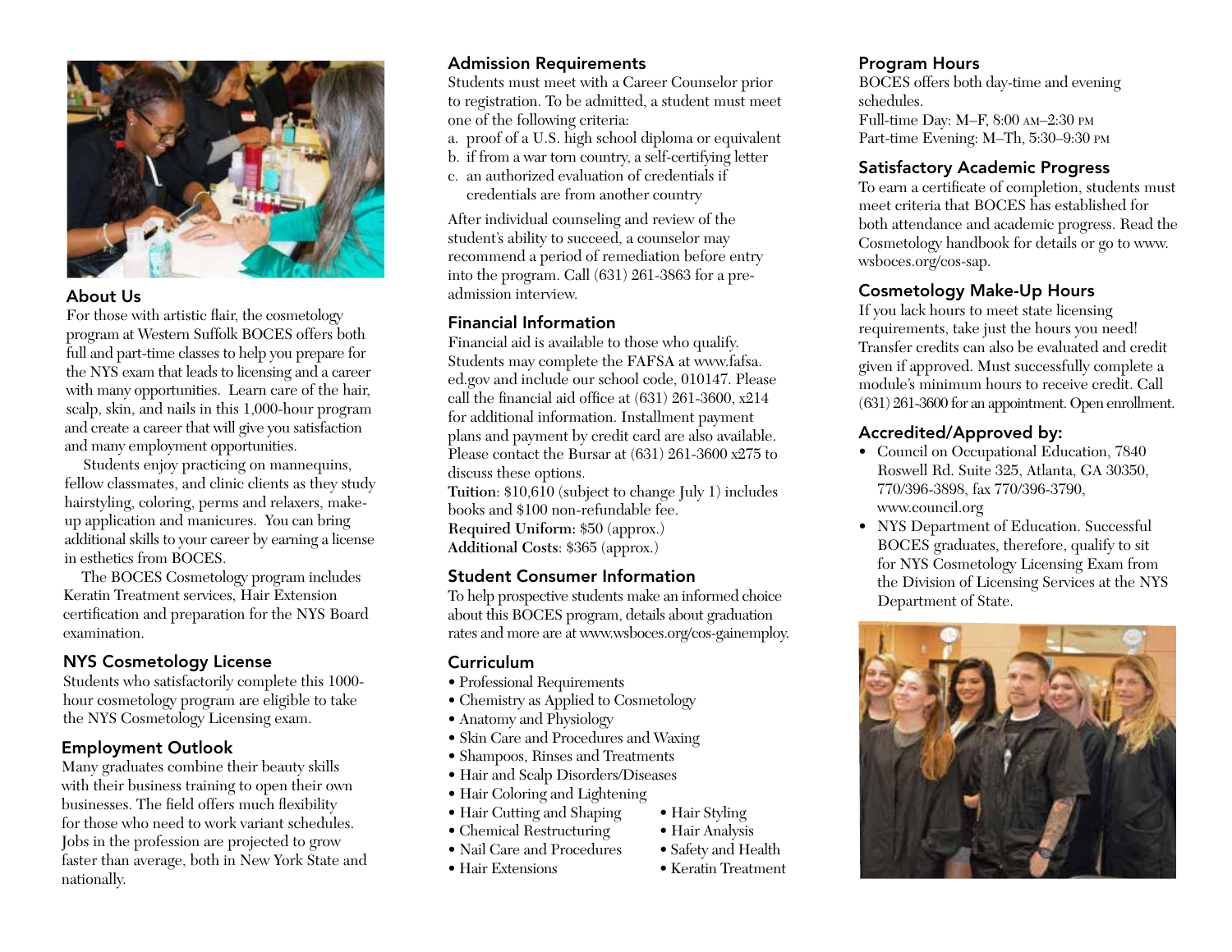## About Us

For those with artistic flair, the cosmetology program at Western Suffolk BOCES offers both full and part-time classes to help you prepare for the NYS exam that leads to licensing and a career with many opportunities. Learn care of the hair, scalp, skin, and nails in this 1,000-hour program and create a career that will give you satisfaction and many employment opportunities.

Students enjoy practicing on mannequins, fellow classmates, and clinic clients as they study hairstyling, coloring, perms and relaxers, make-up application and manicures. You can bring additional skills to your career by earning a license in esthetics from BOCES.

The BOCES Cosmetology program includes Keratin Treatment services, Hair Extension certification and preparation for the NYS Board examination.

## NYS Cosmetology License

Students who satisfactorily complete this 1000-hour cosmetology program are eligible to take the NYS Cosmetology Licensing exam.

## Employment Outlook

Many graduates combine their beauty skills with their business training to open their own businesses. The field offers much flexibility for those who need to work variant schedules. Jobs in the profession are projected to grow faster than average, both in New York State and nationally.

## Admission Requirements

Students must meet with a Career Counselor prior to registration. To be admitted, a student must meet one of the following criteria:

a. proof of a U.S. high school diploma or equivalent
b. if from a war torn country, a self-certifying letter
c. an authorized evaluation of credentials if credentials are from another country

After individual counseling and review of the student's ability to succeed, a counselor may recommend a period of remediation before entry into the program. Call (631) 261-3863 for a pre-admission interview.

## Financial Information

Financial aid is available to those who qualify. Students may complete the FAFSA at www.fafsa.ed.gov and include our school code, 010147. Please call the financial aid office at (631) 261-3600, x214 for additional information. Installment payment plans and payment by credit card are also available. Please contact the Bursar at (631) 261-3600 x275 to discuss these options.

**Tuition**: $10,610 (subject to change July 1) includes books and $100 non-refundable fee.
**Required Uniform:** $50 (approx.)
**Additional Costs**: $365 (approx.)

## Student Consumer Information

To help prospective students make an informed choice about this BOCES program, details about graduation rates and more are at www.wsboces.org/cos-gainemploy.

## Curriculum

- Professional Requirements
- Chemistry as Applied to Cosmetology
- Anatomy and Physiology
- Skin Care and Procedures and Waxing
- Shampoos, Rinses and Treatments
- Hair and Scalp Disorders/Diseases
- Hair Coloring and Lightening
- Hair Cutting and Shaping
- Chemical Restructuring
- Nail Care and Procedures
- Hair Extensions
- Hair Styling
- Hair Analysis
- Safety and Health
- Keratin Treatment

## Program Hours

BOCES offers both day-time and evening schedules.
Full-time Day: M–F, 8:00 AM–2:30 PM
Part-time Evening: M–Th, 5:30–9:30 PM

## Satisfactory Academic Progress

To earn a certificate of completion, students must meet criteria that BOCES has established for both attendance and academic progress. Read the Cosmetology handbook for details or go to www.wsboces.org/cos-sap.

## Cosmetology Make-Up Hours

If you lack hours to meet state licensing requirements, take just the hours you need! Transfer credits can also be evaluated and credit given if approved. Must successfully complete a module's minimum hours to receive credit. Call (631) 261-3600 for an appointment. Open enrollment.

## Accredited/Approved by:

- Council on Occupational Education, 7840 Roswell Rd. Suite 325, Atlanta, GA 30350, 770/396-3898, fax 770/396-3790, www.council.org
- NYS Department of Education. Successful BOCES graduates, therefore, qualify to sit for NYS Cosmetology Licensing Exam from the Division of Licensing Services at the NYS Department of State.